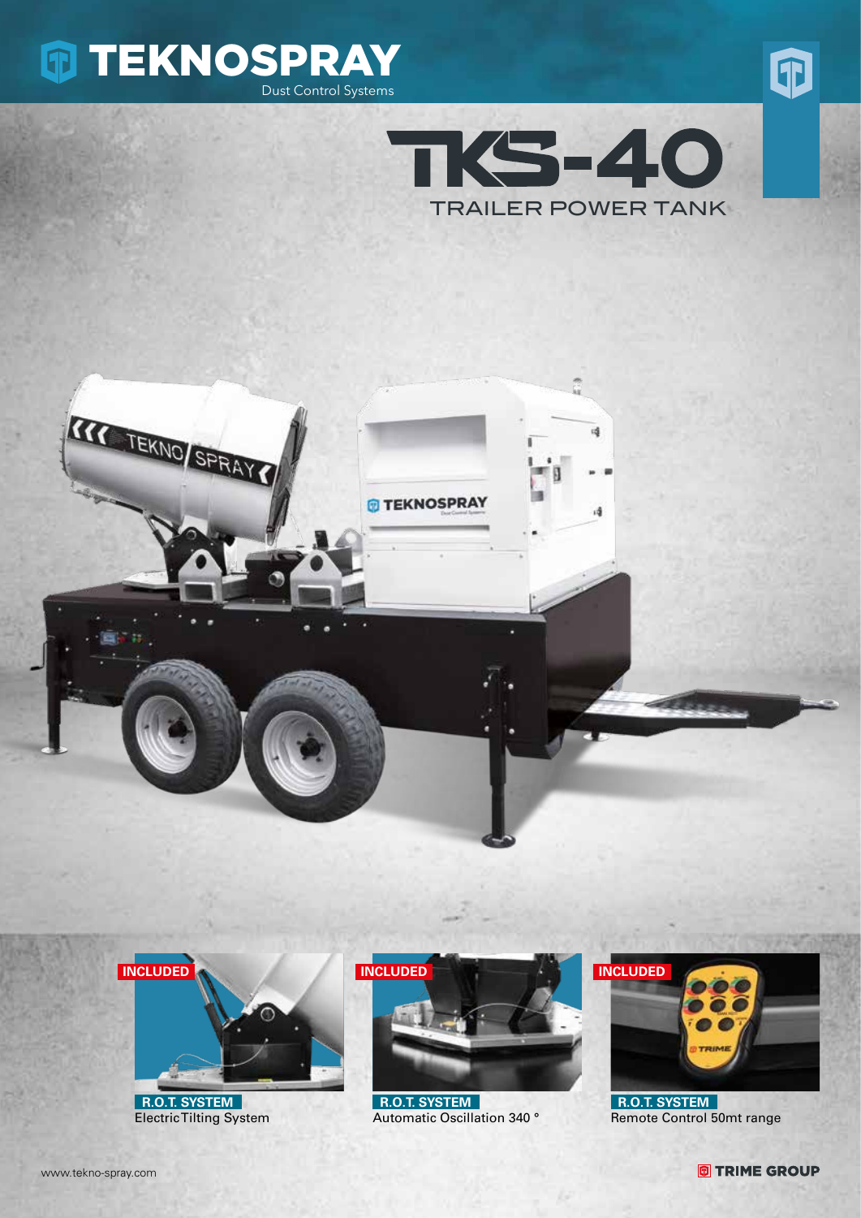# TEKNOSPRAY

Dust Control Systems

# TKS-40

## TRAILER POWER TANK

**INCLUDED**

**R.O.T. SYSTEM**
Electric Tilting System

**INCLUDED**

**R.O.T. SYSTEM**
Automatic Oscillation 340 °

**INCLUDED**

**R.O.T. SYSTEM**
Remote Control 50mt range

www.tekno-spray.com

TRIME GROUP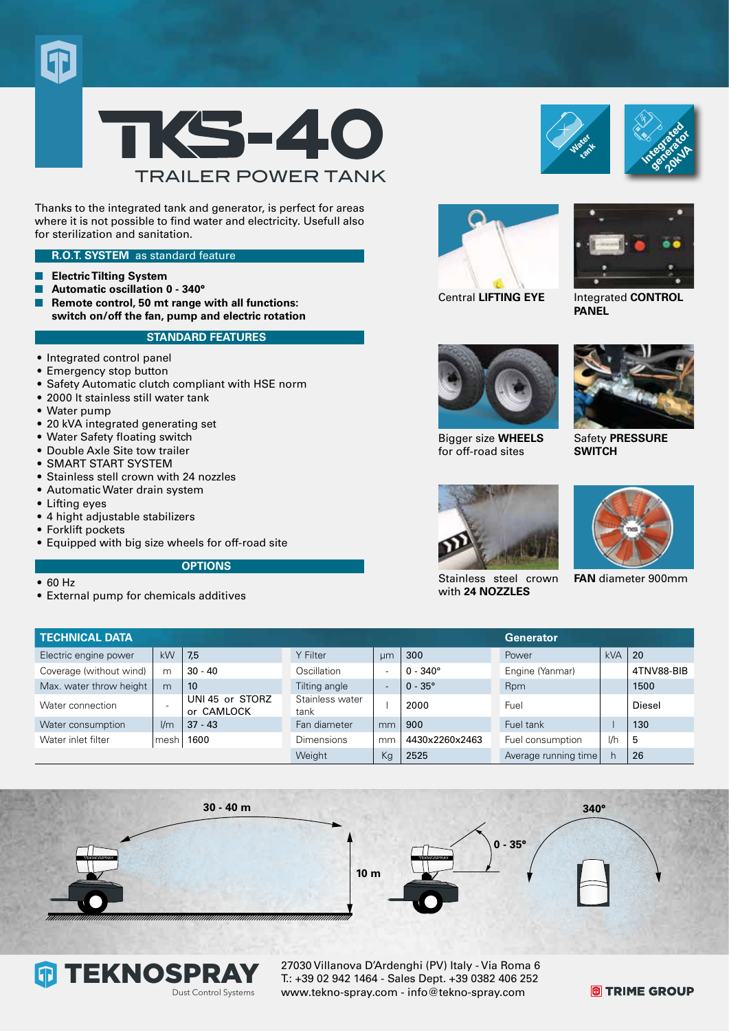# TKS-40

## TRAILER POWER TANK

Water tank

Integrated generator 20kVA

Thanks to the integrated tank and generator, is perfect for areas where it is not possible to find water and electricity. Usefull also for sterilization and sanitation.

**R.O.T. SYSTEM** as standard feature

- **Electric Tilting System**
- **Automatic oscillation 0 - 340°**
- **Remote control, 50 mt range with all functions: switch on/off the fan, pump and electric rotation**

### STANDARD FEATURES

- Integrated control panel
- Emergency stop button
- Safety Automatic clutch compliant with HSE norm
- 2000 lt stainless still water tank
- Water pump
- 20 kVA integrated generating set
- Water Safety floating switch
- Double Axle Site tow trailer
- SMART START SYSTEM
- Stainless stell crown with 24 nozzles
- Automatic Water drain system
- Lifting eyes
- 4 hight adjustable stabilizers
- Forklift pockets
- Equipped with big size wheels for off-road site

### OPTIONS

- 60 Hz
- External pump for chemicals additives

Central **LIFTING EYE**

Integrated **CONTROL PANEL**

Bigger size **WHEELS** for off-road sites

Safety **PRESSURE SWITCH**

Stainless steel crown with **24 NOZZLES**

**FAN** diameter 900mm

| TECHNICAL DATA | | | | | | Generator | | |
|---|---|---|---|---|---|---|---|---|
| Electric engine power | kW | 7,5 | Y Filter | µm | 300 | Power | kVA | 20 |
| Coverage (without wind) | m | 30 - 40 | Oscillation | - | 0 - 340° | Engine (Yanmar) | | 4TNV88-BIB |
| Max. water throw height | m | 10 | Tilting angle | - | 0 - 35° | Rpm | | 1500 |
| Water connection | - | UNI 45 or STORZ or CAMLOCK | Stainless water tank | l | 2000 | Fuel | | Diesel |
| Water consumption | l/m | 37 - 43 | Fan diameter | mm | 900 | Fuel tank | l | 130 |
| Water inlet filter | mesh | 1600 | Dimensions | mm | 4430x2260x2463 | Fuel consumption | l/h | 5 |
| | | | Weight | Kg | 2525 | Average running time | h | 26 |

30 - 40 m

10 m

0 - 35°

340°

**TEKNOSPRAY**
Dust Control Systems

27030 Villanova D'Ardenghi (PV) Italy - Via Roma 6
T.: +39 02 942 1464 - Sales Dept. +39 0382 406 252
www.tekno-spray.com - info@tekno-spray.com

TRIME GROUP